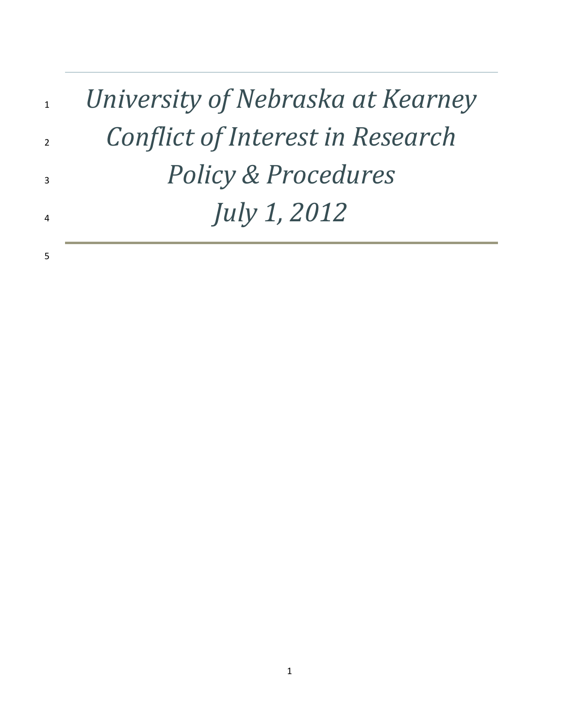# *University of Nebraska at Kearney*
# *Conflict of Interest in Research*
# *Policy & Procedures*
# *July 1, 2012*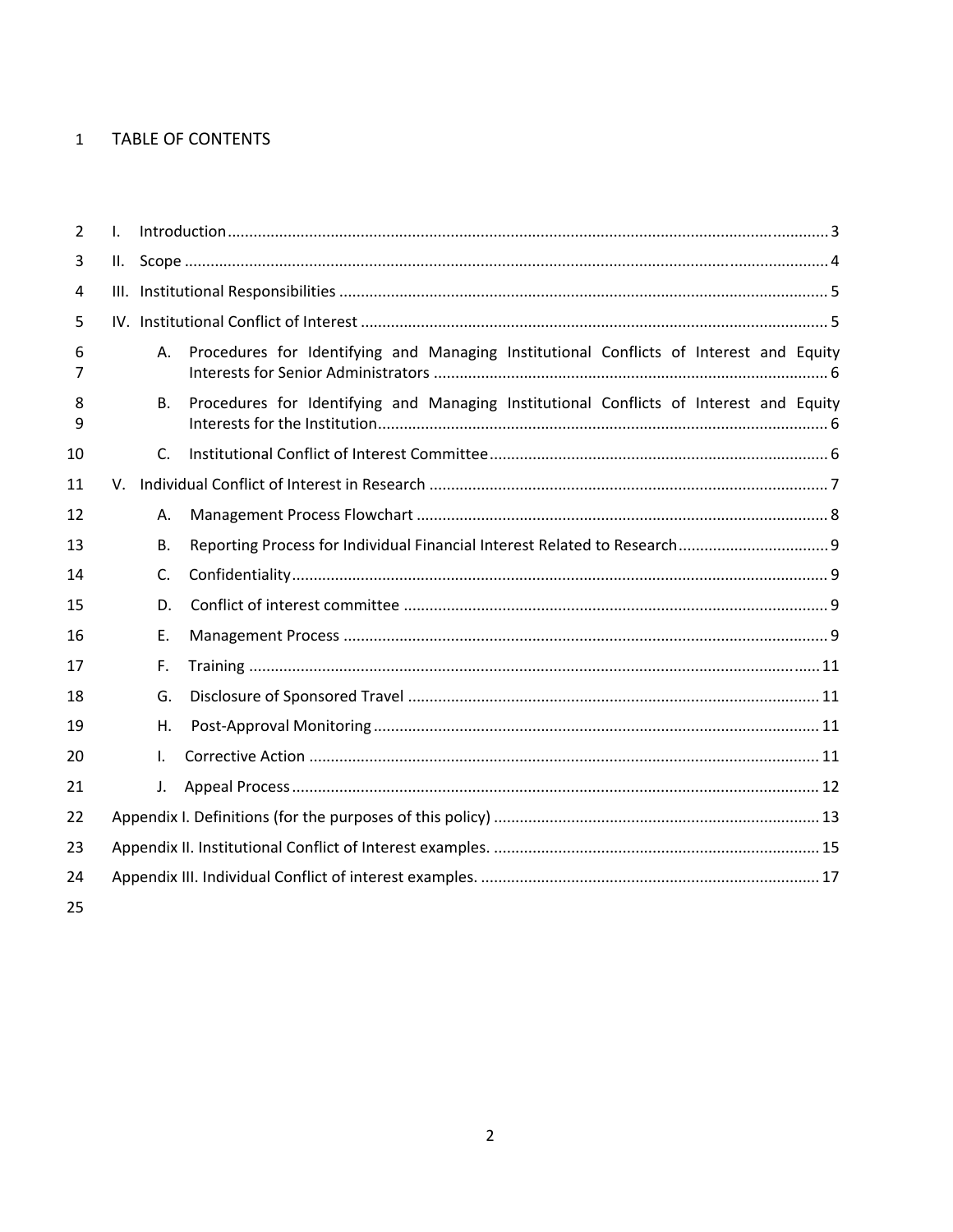# TABLE OF CONTENTS

- I. Introduction ... 3
- II. Scope ... 4
- III. Institutional Responsibilities ... 5
- IV. Institutional Conflict of Interest ... 5
  - A. Procedures for Identifying and Managing Institutional Conflicts of Interest and Equity Interests for Senior Administrators ... 6
  - B. Procedures for Identifying and Managing Institutional Conflicts of Interest and Equity Interests for the Institution ... 6
  - C. Institutional Conflict of Interest Committee ... 6
- V. Individual Conflict of Interest in Research ... 7
  - A. Management Process Flowchart ... 8
  - B. Reporting Process for Individual Financial Interest Related to Research ... 9
  - C. Confidentiality ... 9
  - D. Conflict of interest committee ... 9
  - E. Management Process ... 9
  - F. Training ... 11
  - G. Disclosure of Sponsored Travel ... 11
  - H. Post-Approval Monitoring ... 11
  - I. Corrective Action ... 11
  - J. Appeal Process ... 12
- Appendix I. Definitions (for the purposes of this policy) ... 13
- Appendix II. Institutional Conflict of Interest examples. ... 15
- Appendix III. Individual Conflict of interest examples. ... 17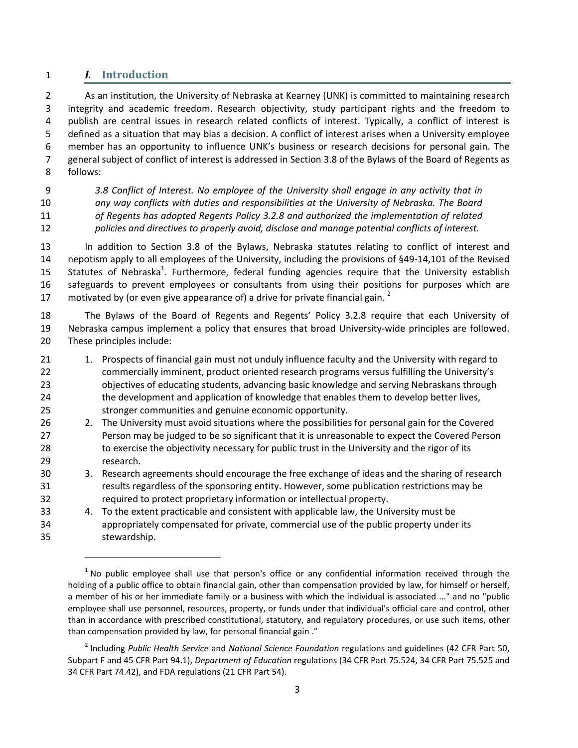## *I.* Introduction

As an institution, the University of Nebraska at Kearney (UNK) is committed to maintaining research integrity and academic freedom. Research objectivity, study participant rights and the freedom to publish are central issues in research related conflicts of interest. Typically, a conflict of interest is defined as a situation that may bias a decision. A conflict of interest arises when a University employee member has an opportunity to influence UNK's business or research decisions for personal gain. The general subject of conflict of interest is addressed in Section 3.8 of the Bylaws of the Board of Regents as follows:

> *3.8 Conflict of Interest. No employee of the University shall engage in any activity that in any way conflicts with duties and responsibilities at the University of Nebraska. The Board of Regents has adopted Regents Policy 3.2.8 and authorized the implementation of related policies and directives to properly avoid, disclose and manage potential conflicts of interest.*

In addition to Section 3.8 of the Bylaws, Nebraska statutes relating to conflict of interest and nepotism apply to all employees of the University, including the provisions of §49-14,101 of the Revised Statutes of Nebraska[1]. Furthermore, federal funding agencies require that the University establish safeguards to prevent employees or consultants from using their positions for purposes which are motivated by (or even give appearance of) a drive for private financial gain. [2]

The Bylaws of the Board of Regents and Regents' Policy 3.2.8 require that each University of Nebraska campus implement a policy that ensures that broad University-wide principles are followed. These principles include:

1. Prospects of financial gain must not unduly influence faculty and the University with regard to commercially imminent, product oriented research programs versus fulfilling the University's objectives of educating students, advancing basic knowledge and serving Nebraskans through the development and application of knowledge that enables them to develop better lives, stronger communities and genuine economic opportunity.
2. The University must avoid situations where the possibilities for personal gain for the Covered Person may be judged to be so significant that it is unreasonable to expect the Covered Person to exercise the objectivity necessary for public trust in the University and the rigor of its research.
3. Research agreements should encourage the free exchange of ideas and the sharing of research results regardless of the sponsoring entity. However, some publication restrictions may be required to protect proprietary information or intellectual property.
4. To the extent practicable and consistent with applicable law, the University must be appropriately compensated for private, commercial use of the public property under its stewardship.

---

[1] No public employee shall use that person's office or any confidential information received through the holding of a public office to obtain financial gain, other than compensation provided by law, for himself or herself, a member of his or her immediate family or a business with which the individual is associated ..." and no "public employee shall use personnel, resources, property, or funds under that individual's official care and control, other than in accordance with prescribed constitutional, statutory, and regulatory procedures, or use such items, other than compensation provided by law, for personal financial gain ."

[2] Including *Public Health Service* and *National Science Foundation* regulations and guidelines (42 CFR Part 50, Subpart F and 45 CFR Part 94.1), *Department of Education* regulations (34 CFR Part 75.524, 34 CFR Part 75.525 and 34 CFR Part 74.42), and FDA regulations (21 CFR Part 54).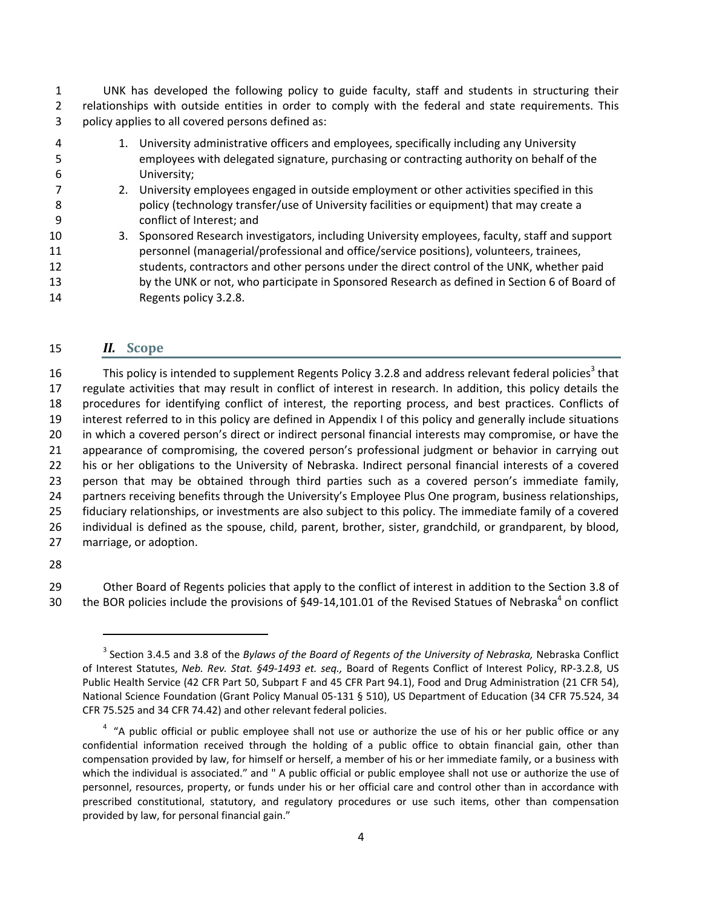UNK has developed the following policy to guide faculty, staff and students in structuring their relationships with outside entities in order to comply with the federal and state requirements. This policy applies to all covered persons defined as:

1. University administrative officers and employees, specifically including any University employees with delegated signature, purchasing or contracting authority on behalf of the University;
2. University employees engaged in outside employment or other activities specified in this policy (technology transfer/use of University facilities or equipment) that may create a conflict of Interest; and
3. Sponsored Research investigators, including University employees, faculty, staff and support personnel (managerial/professional and office/service positions), volunteers, trainees, students, contractors and other persons under the direct control of the UNK, whether paid by the UNK or not, who participate in Sponsored Research as defined in Section 6 of Board of Regents policy 3.2.8.

## *II.* Scope

This policy is intended to supplement Regents Policy 3.2.8 and address relevant federal policies[3] that regulate activities that may result in conflict of interest in research. In addition, this policy details the procedures for identifying conflict of interest, the reporting process, and best practices. Conflicts of interest referred to in this policy are defined in Appendix I of this policy and generally include situations in which a covered person's direct or indirect personal financial interests may compromise, or have the appearance of compromising, the covered person's professional judgment or behavior in carrying out his or her obligations to the University of Nebraska. Indirect personal financial interests of a covered person that may be obtained through third parties such as a covered person's immediate family, partners receiving benefits through the University's Employee Plus One program, business relationships, fiduciary relationships, or investments are also subject to this policy. The immediate family of a covered individual is defined as the spouse, child, parent, brother, sister, grandchild, or grandparent, by blood, marriage, or adoption.

Other Board of Regents policies that apply to the conflict of interest in addition to the Section 3.8 of the BOR policies include the provisions of §49-14,101.01 of the Revised Statues of Nebraska[4] on conflict

---

[3] Section 3.4.5 and 3.8 of the *Bylaws of the Board of Regents of the University of Nebraska,* Nebraska Conflict of Interest Statutes, *Neb. Rev. Stat. §49-1493 et. seq.,* Board of Regents Conflict of Interest Policy, RP-3.2.8, US Public Health Service (42 CFR Part 50, Subpart F and 45 CFR Part 94.1), Food and Drug Administration (21 CFR 54), National Science Foundation (Grant Policy Manual 05-131 § 510), US Department of Education (34 CFR 75.524, 34 CFR 75.525 and 34 CFR 74.42) and other relevant federal policies.

[4] "A public official or public employee shall not use or authorize the use of his or her public office or any confidential information received through the holding of a public office to obtain financial gain, other than compensation provided by law, for himself or herself, a member of his or her immediate family, or a business with which the individual is associated." and " A public official or public employee shall not use or authorize the use of personnel, resources, property, or funds under his or her official care and control other than in accordance with prescribed constitutional, statutory, and regulatory procedures or use such items, other than compensation provided by law, for personal financial gain."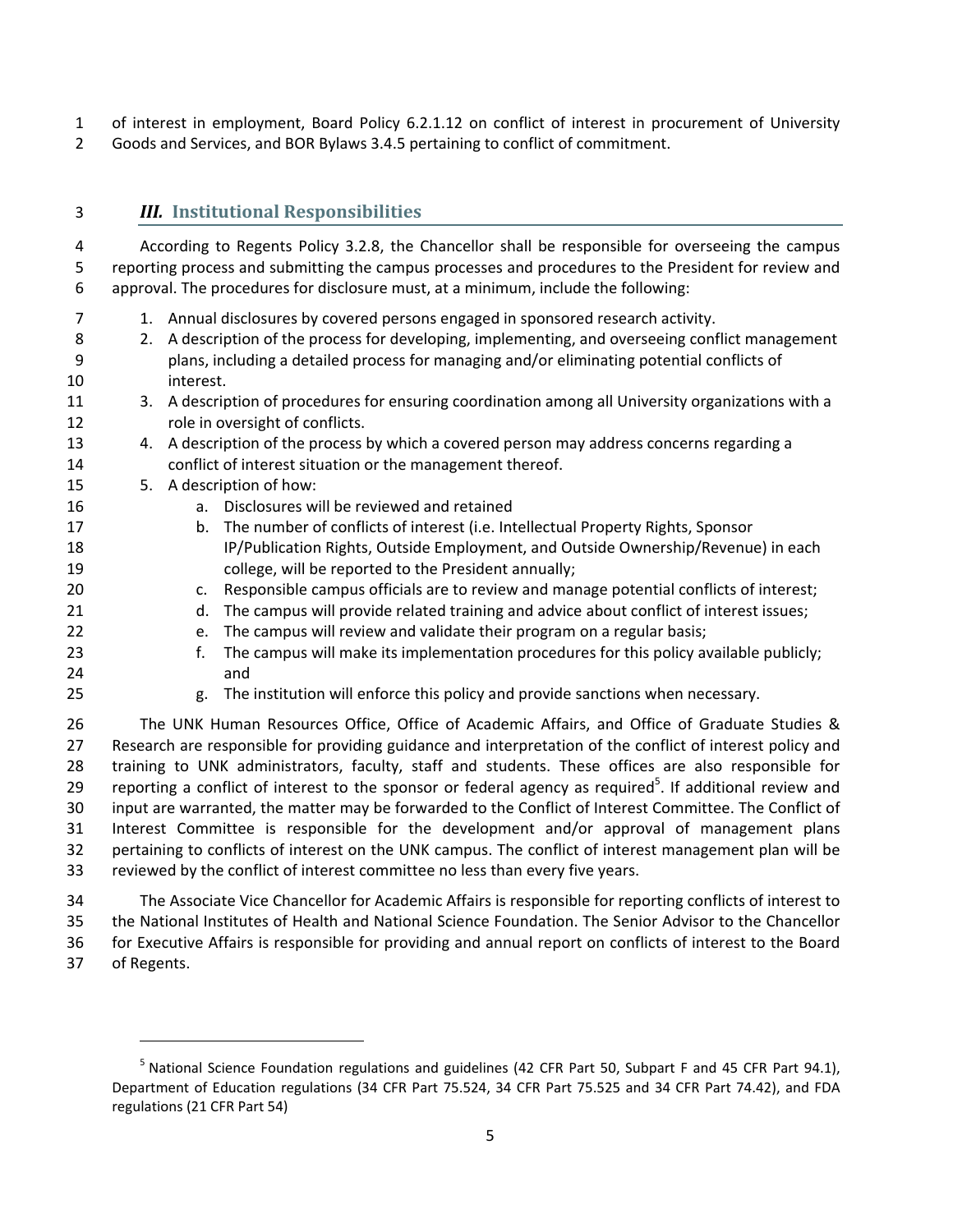of interest in employment, Board Policy 6.2.1.12 on conflict of interest in procurement of University Goods and Services, and BOR Bylaws 3.4.5 pertaining to conflict of commitment.

## *III.* Institutional Responsibilities

According to Regents Policy 3.2.8, the Chancellor shall be responsible for overseeing the campus reporting process and submitting the campus processes and procedures to the President for review and approval. The procedures for disclosure must, at a minimum, include the following:

1. Annual disclosures by covered persons engaged in sponsored research activity.
2. A description of the process for developing, implementing, and overseeing conflict management plans, including a detailed process for managing and/or eliminating potential conflicts of interest.
3. A description of procedures for ensuring coordination among all University organizations with a role in oversight of conflicts.
4. A description of the process by which a covered person may address concerns regarding a conflict of interest situation or the management thereof.
5. A description of how:
   a. Disclosures will be reviewed and retained
   b. The number of conflicts of interest (i.e. Intellectual Property Rights, Sponsor IP/Publication Rights, Outside Employment, and Outside Ownership/Revenue) in each college, will be reported to the President annually;
   c. Responsible campus officials are to review and manage potential conflicts of interest;
   d. The campus will provide related training and advice about conflict of interest issues;
   e. The campus will review and validate their program on a regular basis;
   f. The campus will make its implementation procedures for this policy available publicly; and
   g. The institution will enforce this policy and provide sanctions when necessary.

The UNK Human Resources Office, Office of Academic Affairs, and Office of Graduate Studies & Research are responsible for providing guidance and interpretation of the conflict of interest policy and training to UNK administrators, faculty, staff and students. These offices are also responsible for reporting a conflict of interest to the sponsor or federal agency as required[5]. If additional review and input are warranted, the matter may be forwarded to the Conflict of Interest Committee. The Conflict of Interest Committee is responsible for the development and/or approval of management plans pertaining to conflicts of interest on the UNK campus. The conflict of interest management plan will be reviewed by the conflict of interest committee no less than every five years.

The Associate Vice Chancellor for Academic Affairs is responsible for reporting conflicts of interest to the National Institutes of Health and National Science Foundation. The Senior Advisor to the Chancellor for Executive Affairs is responsible for providing and annual report on conflicts of interest to the Board of Regents.

---

[5] National Science Foundation regulations and guidelines (42 CFR Part 50, Subpart F and 45 CFR Part 94.1), Department of Education regulations (34 CFR Part 75.524, 34 CFR Part 75.525 and 34 CFR Part 74.42), and FDA regulations (21 CFR Part 54)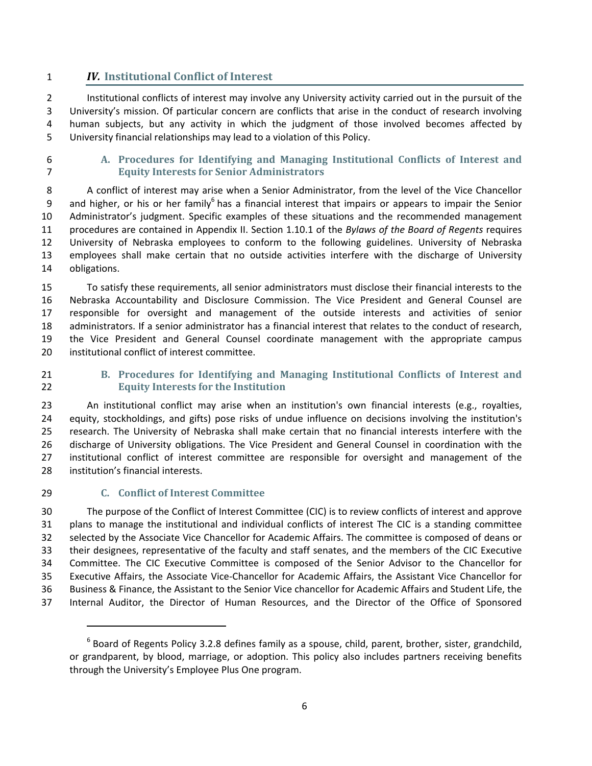## *IV.* Institutional Conflict of Interest

Institutional conflicts of interest may involve any University activity carried out in the pursuit of the University's mission. Of particular concern are conflicts that arise in the conduct of research involving human subjects, but any activity in which the judgment of those involved becomes affected by University financial relationships may lead to a violation of this Policy.

### A. Procedures for Identifying and Managing Institutional Conflicts of Interest and Equity Interests for Senior Administrators

A conflict of interest may arise when a Senior Administrator, from the level of the Vice Chancellor and higher, or his or her family[6] has a financial interest that impairs or appears to impair the Senior Administrator's judgment. Specific examples of these situations and the recommended management procedures are contained in Appendix II. Section 1.10.1 of the *Bylaws of the Board of Regents* requires University of Nebraska employees to conform to the following guidelines. University of Nebraska employees shall make certain that no outside activities interfere with the discharge of University obligations.

To satisfy these requirements, all senior administrators must disclose their financial interests to the Nebraska Accountability and Disclosure Commission. The Vice President and General Counsel are responsible for oversight and management of the outside interests and activities of senior administrators. If a senior administrator has a financial interest that relates to the conduct of research, the Vice President and General Counsel coordinate management with the appropriate campus institutional conflict of interest committee.

### B. Procedures for Identifying and Managing Institutional Conflicts of Interest and Equity Interests for the Institution

An institutional conflict may arise when an institution's own financial interests (e.g., royalties, equity, stockholdings, and gifts) pose risks of undue influence on decisions involving the institution's research. The University of Nebraska shall make certain that no financial interests interfere with the discharge of University obligations. The Vice President and General Counsel in coordination with the institutional conflict of interest committee are responsible for oversight and management of the institution's financial interests.

### C. Conflict of Interest Committee

The purpose of the Conflict of Interest Committee (CIC) is to review conflicts of interest and approve plans to manage the institutional and individual conflicts of interest The CIC is a standing committee selected by the Associate Vice Chancellor for Academic Affairs. The committee is composed of deans or their designees, representative of the faculty and staff senates, and the members of the CIC Executive Committee. The CIC Executive Committee is composed of the Senior Advisor to the Chancellor for Executive Affairs, the Associate Vice-Chancellor for Academic Affairs, the Assistant Vice Chancellor for Business & Finance, the Assistant to the Senior Vice chancellor for Academic Affairs and Student Life, the Internal Auditor, the Director of Human Resources, and the Director of the Office of Sponsored

---

[6] Board of Regents Policy 3.2.8 defines family as a spouse, child, parent, brother, sister, grandchild, or grandparent, by blood, marriage, or adoption. This policy also includes partners receiving benefits through the University's Employee Plus One program.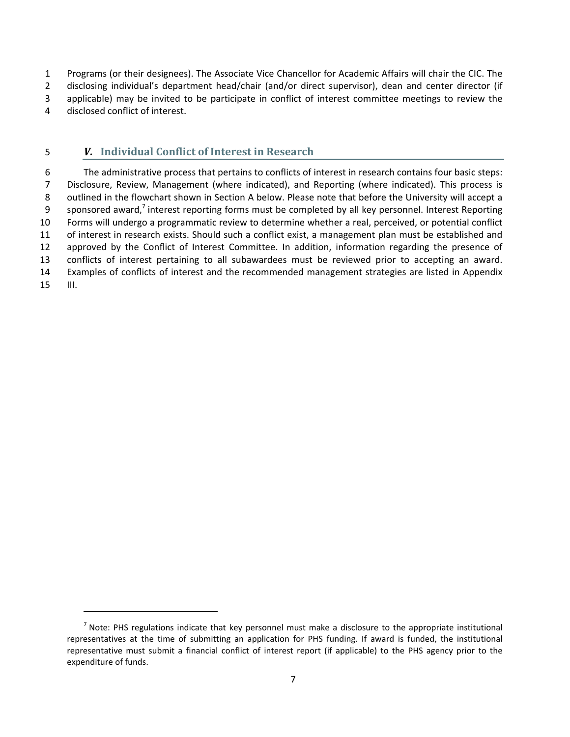Programs (or their designees). The Associate Vice Chancellor for Academic Affairs will chair the CIC. The disclosing individual's department head/chair (and/or direct supervisor), dean and center director (if applicable) may be invited to be participate in conflict of interest committee meetings to review the disclosed conflict of interest.

## *V.* Individual Conflict of Interest in Research

The administrative process that pertains to conflicts of interest in research contains four basic steps: Disclosure, Review, Management (where indicated), and Reporting (where indicated). This process is outlined in the flowchart shown in Section A below. Please note that before the University will accept a sponsored award,[7] interest reporting forms must be completed by all key personnel. Interest Reporting Forms will undergo a programmatic review to determine whether a real, perceived, or potential conflict of interest in research exists. Should such a conflict exist, a management plan must be established and approved by the Conflict of Interest Committee. In addition, information regarding the presence of conflicts of interest pertaining to all subawardees must be reviewed prior to accepting an award. Examples of conflicts of interest and the recommended management strategies are listed in Appendix III.

---

[7] Note: PHS regulations indicate that key personnel must make a disclosure to the appropriate institutional representatives at the time of submitting an application for PHS funding. If award is funded, the institutional representative must submit a financial conflict of interest report (if applicable) to the PHS agency prior to the expenditure of funds.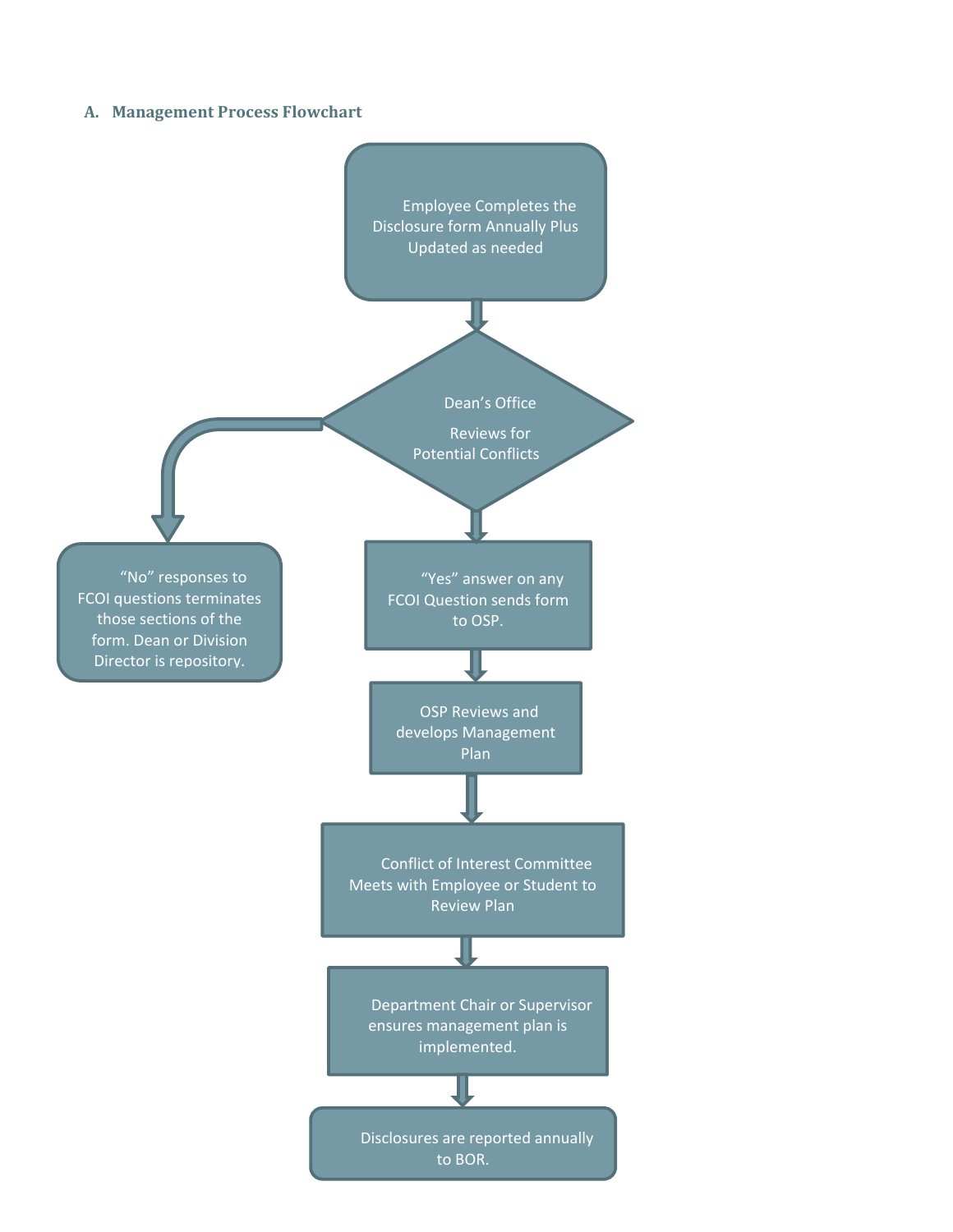### A. Management Process Flowchart

Employee Completes the Disclosure form Annually Plus Updated as needed

Dean's Office

Reviews for Potential Conflicts

"No" responses to FCOI questions terminates those sections of the form. Dean or Division Director is repository.

"Yes" answer on any FCOI Question sends form to OSP.

OSP Reviews and develops Management Plan

Conflict of Interest Committee Meets with Employee or Student to Review Plan

Department Chair or Supervisor ensures management plan is implemented.

Disclosures are reported annually to BOR.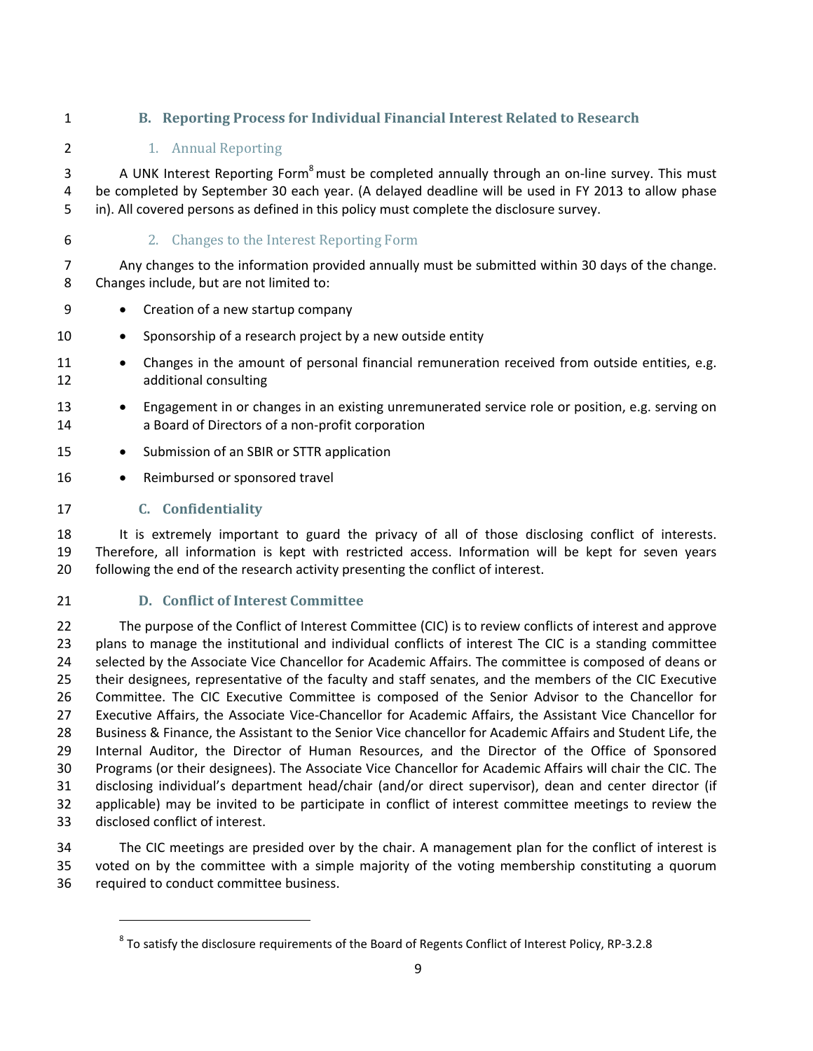### B. Reporting Process for Individual Financial Interest Related to Research

#### 1. Annual Reporting

A UNK Interest Reporting Form[8] must be completed annually through an on-line survey. This must be completed by September 30 each year. (A delayed deadline will be used in FY 2013 to allow phase in). All covered persons as defined in this policy must complete the disclosure survey.

#### 2. Changes to the Interest Reporting Form

Any changes to the information provided annually must be submitted within 30 days of the change. Changes include, but are not limited to:

- Creation of a new startup company
- Sponsorship of a research project by a new outside entity
- Changes in the amount of personal financial remuneration received from outside entities, e.g. additional consulting
- Engagement in or changes in an existing unremunerated service role or position, e.g. serving on a Board of Directors of a non-profit corporation
- Submission of an SBIR or STTR application
- Reimbursed or sponsored travel

### C. Confidentiality

It is extremely important to guard the privacy of all of those disclosing conflict of interests. Therefore, all information is kept with restricted access. Information will be kept for seven years following the end of the research activity presenting the conflict of interest.

### D. Conflict of Interest Committee

The purpose of the Conflict of Interest Committee (CIC) is to review conflicts of interest and approve plans to manage the institutional and individual conflicts of interest The CIC is a standing committee selected by the Associate Vice Chancellor for Academic Affairs. The committee is composed of deans or their designees, representative of the faculty and staff senates, and the members of the CIC Executive Committee. The CIC Executive Committee is composed of the Senior Advisor to the Chancellor for Executive Affairs, the Associate Vice-Chancellor for Academic Affairs, the Assistant Vice Chancellor for Business & Finance, the Assistant to the Senior Vice chancellor for Academic Affairs and Student Life, the Internal Auditor, the Director of Human Resources, and the Director of the Office of Sponsored Programs (or their designees). The Associate Vice Chancellor for Academic Affairs will chair the CIC. The disclosing individual's department head/chair (and/or direct supervisor), dean and center director (if applicable) may be invited to be participate in conflict of interest committee meetings to review the disclosed conflict of interest.

The CIC meetings are presided over by the chair. A management plan for the conflict of interest is voted on by the committee with a simple majority of the voting membership constituting a quorum required to conduct committee business.

---

[8] To satisfy the disclosure requirements of the Board of Regents Conflict of Interest Policy, RP-3.2.8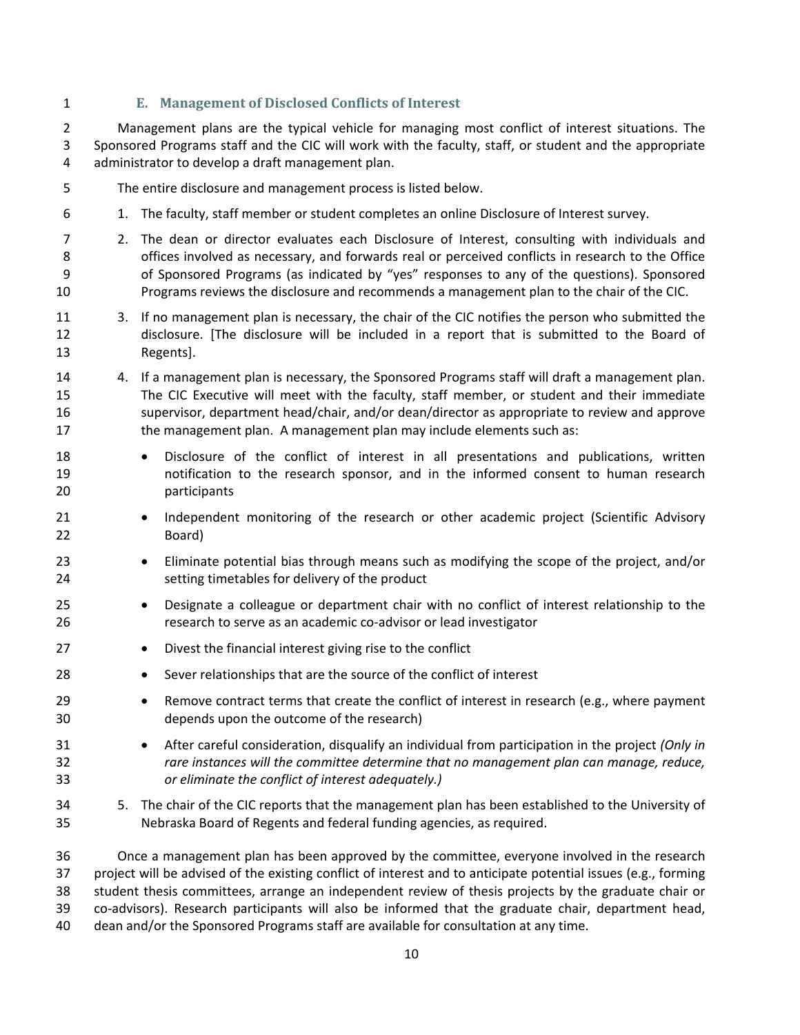### E. Management of Disclosed Conflicts of Interest

Management plans are the typical vehicle for managing most conflict of interest situations. The Sponsored Programs staff and the CIC will work with the faculty, staff, or student and the appropriate administrator to develop a draft management plan.

The entire disclosure and management process is listed below.

1. The faculty, staff member or student completes an online Disclosure of Interest survey.
2. The dean or director evaluates each Disclosure of Interest, consulting with individuals and offices involved as necessary, and forwards real or perceived conflicts in research to the Office of Sponsored Programs (as indicated by "yes" responses to any of the questions). Sponsored Programs reviews the disclosure and recommends a management plan to the chair of the CIC.
3. If no management plan is necessary, the chair of the CIC notifies the person who submitted the disclosure. [The disclosure will be included in a report that is submitted to the Board of Regents].
4. If a management plan is necessary, the Sponsored Programs staff will draft a management plan. The CIC Executive will meet with the faculty, staff member, or student and their immediate supervisor, department head/chair, and/or dean/director as appropriate to review and approve the management plan. A management plan may include elements such as:
   - Disclosure of the conflict of interest in all presentations and publications, written notification to the research sponsor, and in the informed consent to human research participants
   - Independent monitoring of the research or other academic project (Scientific Advisory Board)
   - Eliminate potential bias through means such as modifying the scope of the project, and/or setting timetables for delivery of the product
   - Designate a colleague or department chair with no conflict of interest relationship to the research to serve as an academic co-advisor or lead investigator
   - Divest the financial interest giving rise to the conflict
   - Sever relationships that are the source of the conflict of interest
   - Remove contract terms that create the conflict of interest in research (e.g., where payment depends upon the outcome of the research)
   - After careful consideration, disqualify an individual from participation in the project *(Only in rare instances will the committee determine that no management plan can manage, reduce, or eliminate the conflict of interest adequately.)*
5. The chair of the CIC reports that the management plan has been established to the University of Nebraska Board of Regents and federal funding agencies, as required.

Once a management plan has been approved by the committee, everyone involved in the research project will be advised of the existing conflict of interest and to anticipate potential issues (e.g., forming student thesis committees, arrange an independent review of thesis projects by the graduate chair or co-advisors). Research participants will also be informed that the graduate chair, department head, dean and/or the Sponsored Programs staff are available for consultation at any time.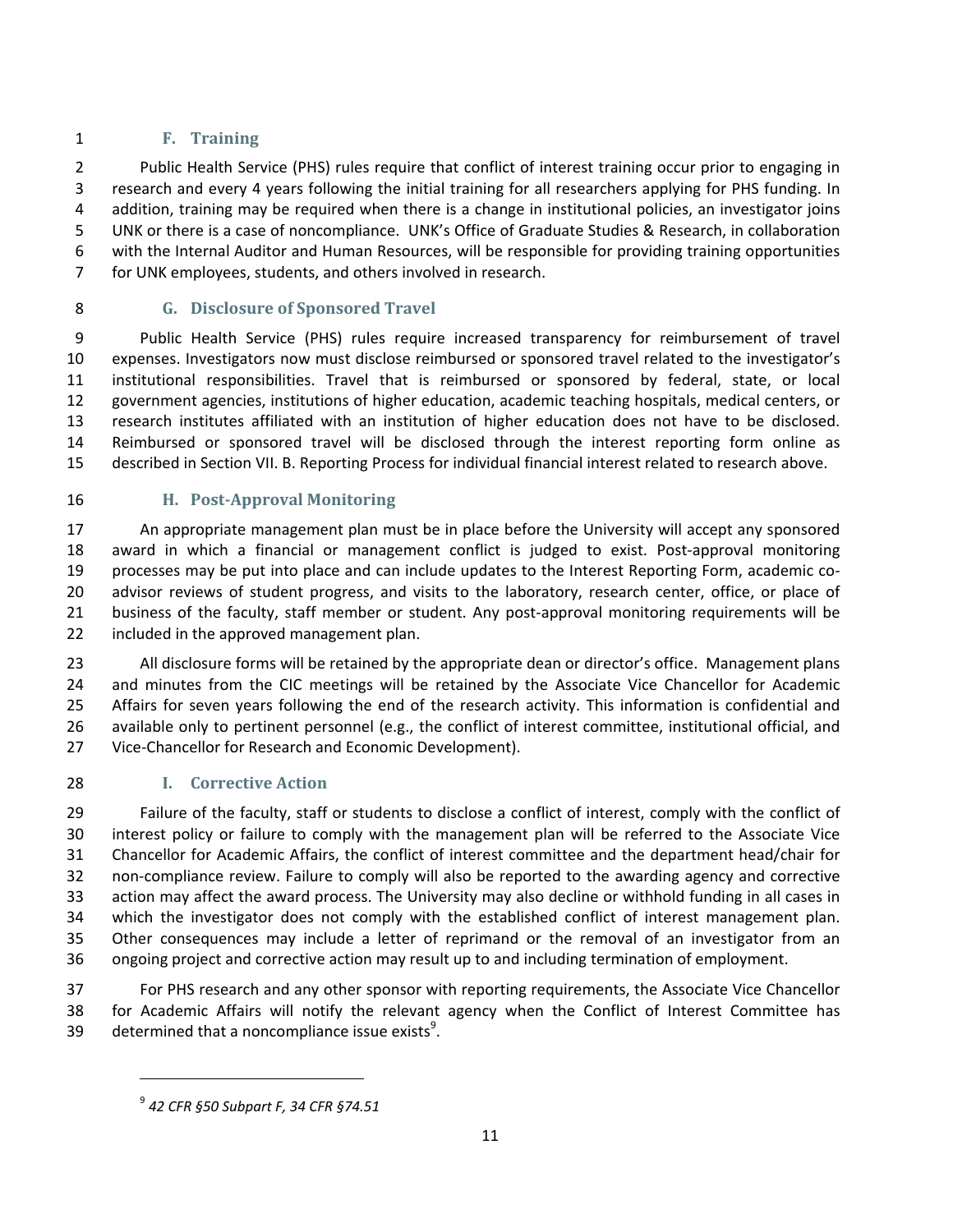### F. Training

Public Health Service (PHS) rules require that conflict of interest training occur prior to engaging in research and every 4 years following the initial training for all researchers applying for PHS funding. In addition, training may be required when there is a change in institutional policies, an investigator joins UNK or there is a case of noncompliance. UNK's Office of Graduate Studies & Research, in collaboration with the Internal Auditor and Human Resources, will be responsible for providing training opportunities for UNK employees, students, and others involved in research.

### G. Disclosure of Sponsored Travel

Public Health Service (PHS) rules require increased transparency for reimbursement of travel expenses. Investigators now must disclose reimbursed or sponsored travel related to the investigator's institutional responsibilities. Travel that is reimbursed or sponsored by federal, state, or local government agencies, institutions of higher education, academic teaching hospitals, medical centers, or research institutes affiliated with an institution of higher education does not have to be disclosed. Reimbursed or sponsored travel will be disclosed through the interest reporting form online as described in Section VII. B. Reporting Process for individual financial interest related to research above.

### H. Post-Approval Monitoring

An appropriate management plan must be in place before the University will accept any sponsored award in which a financial or management conflict is judged to exist. Post-approval monitoring processes may be put into place and can include updates to the Interest Reporting Form, academic co-advisor reviews of student progress, and visits to the laboratory, research center, office, or place of business of the faculty, staff member or student. Any post-approval monitoring requirements will be included in the approved management plan.

All disclosure forms will be retained by the appropriate dean or director's office. Management plans and minutes from the CIC meetings will be retained by the Associate Vice Chancellor for Academic Affairs for seven years following the end of the research activity. This information is confidential and available only to pertinent personnel (e.g., the conflict of interest committee, institutional official, and Vice-Chancellor for Research and Economic Development).

### I. Corrective Action

Failure of the faculty, staff or students to disclose a conflict of interest, comply with the conflict of interest policy or failure to comply with the management plan will be referred to the Associate Vice Chancellor for Academic Affairs, the conflict of interest committee and the department head/chair for non-compliance review. Failure to comply will also be reported to the awarding agency and corrective action may affect the award process. The University may also decline or withhold funding in all cases in which the investigator does not comply with the established conflict of interest management plan. Other consequences may include a letter of reprimand or the removal of an investigator from an ongoing project and corrective action may result up to and including termination of employment.

For PHS research and any other sponsor with reporting requirements, the Associate Vice Chancellor for Academic Affairs will notify the relevant agency when the Conflict of Interest Committee has determined that a noncompliance issue exists[9].

---

[9] *42 CFR §50 Subpart F, 34 CFR §74.51*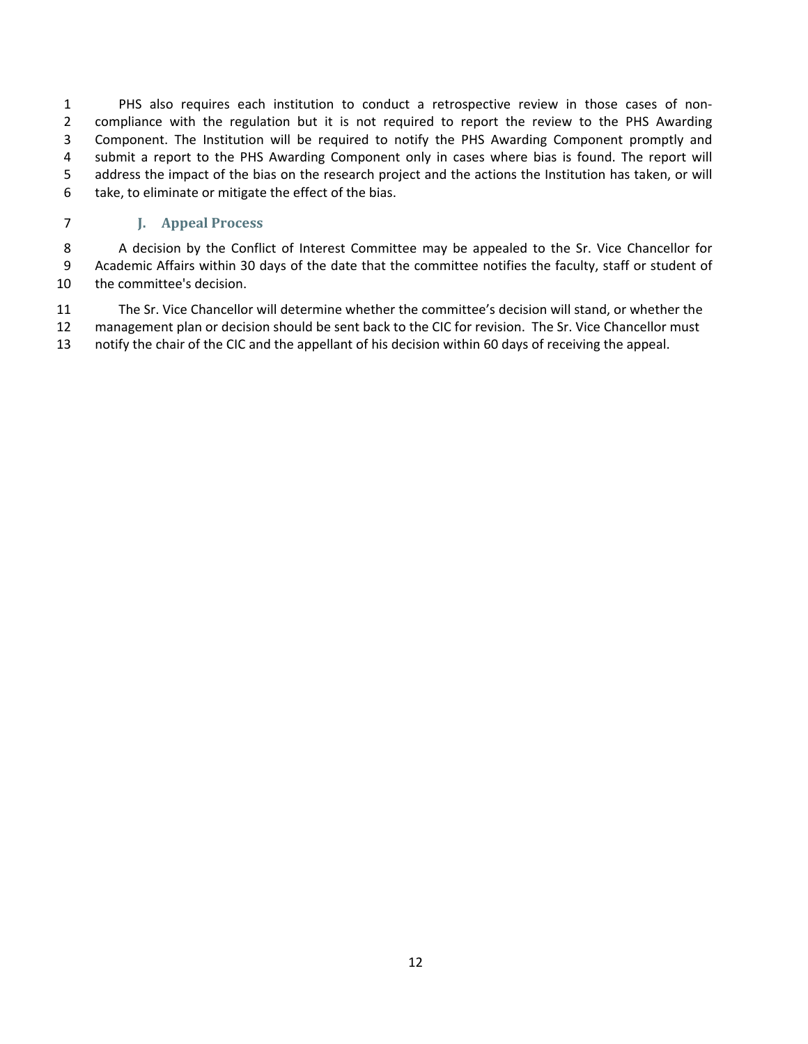PHS also requires each institution to conduct a retrospective review in those cases of non-compliance with the regulation but it is not required to report the review to the PHS Awarding Component. The Institution will be required to notify the PHS Awarding Component promptly and submit a report to the PHS Awarding Component only in cases where bias is found. The report will address the impact of the bias on the research project and the actions the Institution has taken, or will take, to eliminate or mitigate the effect of the bias.

### J. Appeal Process

A decision by the Conflict of Interest Committee may be appealed to the Sr. Vice Chancellor for Academic Affairs within 30 days of the date that the committee notifies the faculty, staff or student of the committee's decision.

The Sr. Vice Chancellor will determine whether the committee's decision will stand, or whether the management plan or decision should be sent back to the CIC for revision. The Sr. Vice Chancellor must notify the chair of the CIC and the appellant of his decision within 60 days of receiving the appeal.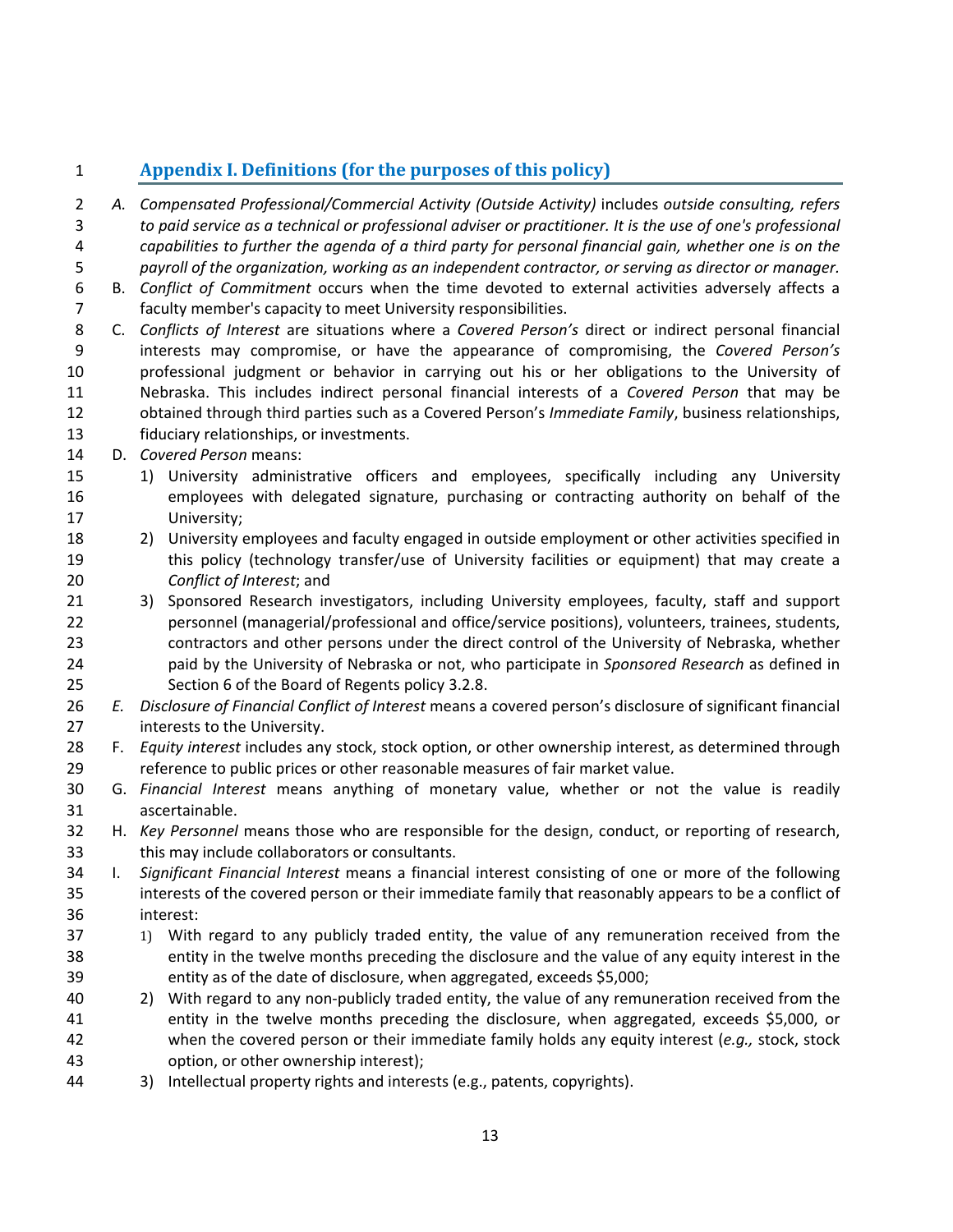## Appendix I. Definitions (for the purposes of this policy)

A. *Compensated Professional/Commercial Activity (Outside Activity)* includes *outside consulting, refers to paid service as a technical or professional adviser or practitioner. It is the use of one's professional capabilities to further the agenda of a third party for personal financial gain, whether one is on the payroll of the organization, working as an independent contractor, or serving as director or manager.*

B. *Conflict of Commitment* occurs when the time devoted to external activities adversely affects a faculty member's capacity to meet University responsibilities.

C. *Conflicts of Interest* are situations where a *Covered Person's* direct or indirect personal financial interests may compromise, or have the appearance of compromising, the *Covered Person's* professional judgment or behavior in carrying out his or her obligations to the University of Nebraska. This includes indirect personal financial interests of a *Covered Person* that may be obtained through third parties such as a Covered Person's *Immediate Family*, business relationships, fiduciary relationships, or investments.

D. *Covered Person* means:
   1) University administrative officers and employees, specifically including any University employees with delegated signature, purchasing or contracting authority on behalf of the University;
   2) University employees and faculty engaged in outside employment or other activities specified in this policy (technology transfer/use of University facilities or equipment) that may create a *Conflict of Interest*; and
   3) Sponsored Research investigators, including University employees, faculty, staff and support personnel (managerial/professional and office/service positions), volunteers, trainees, students, contractors and other persons under the direct control of the University of Nebraska, whether paid by the University of Nebraska or not, who participate in *Sponsored Research* as defined in Section 6 of the Board of Regents policy 3.2.8.

E. *Disclosure of Financial Conflict of Interest* means a covered person's disclosure of significant financial interests to the University.

F. *Equity interest* includes any stock, stock option, or other ownership interest, as determined through reference to public prices or other reasonable measures of fair market value.

G. *Financial Interest* means anything of monetary value, whether or not the value is readily ascertainable.

H. *Key Personnel* means those who are responsible for the design, conduct, or reporting of research, this may include collaborators or consultants.

I. *Significant Financial Interest* means a financial interest consisting of one or more of the following interests of the covered person or their immediate family that reasonably appears to be a conflict of interest:
   1) With regard to any publicly traded entity, the value of any remuneration received from the entity in the twelve months preceding the disclosure and the value of any equity interest in the entity as of the date of disclosure, when aggregated, exceeds $5,000;
   2) With regard to any non-publicly traded entity, the value of any remuneration received from the entity in the twelve months preceding the disclosure, when aggregated, exceeds $5,000, or when the covered person or their immediate family holds any equity interest (*e.g.,* stock, stock option, or other ownership interest);
   3) Intellectual property rights and interests (e.g., patents, copyrights).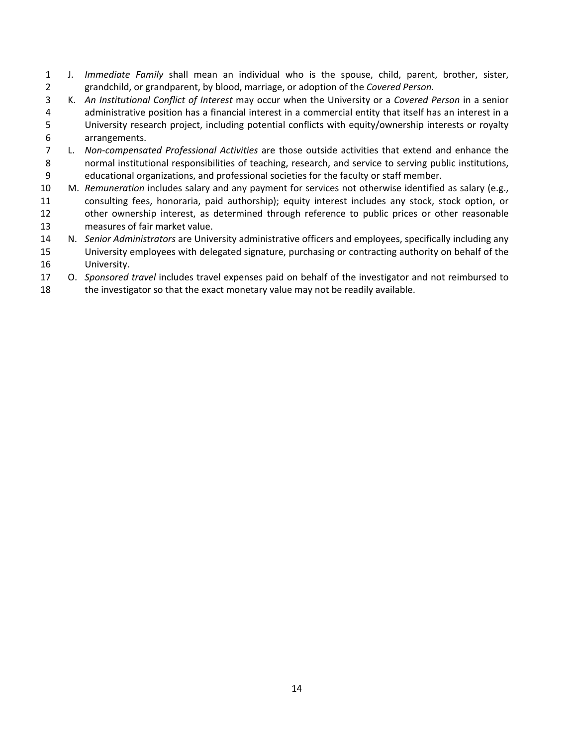J. *Immediate Family* shall mean an individual who is the spouse, child, parent, brother, sister, grandchild, or grandparent, by blood, marriage, or adoption of the *Covered Person.*

K. *An Institutional Conflict of Interest* may occur when the University or a *Covered Person* in a senior administrative position has a financial interest in a commercial entity that itself has an interest in a University research project, including potential conflicts with equity/ownership interests or royalty arrangements.

L. *Non-compensated Professional Activities* are those outside activities that extend and enhance the normal institutional responsibilities of teaching, research, and service to serving public institutions, educational organizations, and professional societies for the faculty or staff member.

M. *Remuneration* includes salary and any payment for services not otherwise identified as salary (e.g., consulting fees, honoraria, paid authorship); equity interest includes any stock, stock option, or other ownership interest, as determined through reference to public prices or other reasonable measures of fair market value.

N. *Senior Administrators* are University administrative officers and employees, specifically including any University employees with delegated signature, purchasing or contracting authority on behalf of the University.

O. *Sponsored travel* includes travel expenses paid on behalf of the investigator and not reimbursed to the investigator so that the exact monetary value may not be readily available.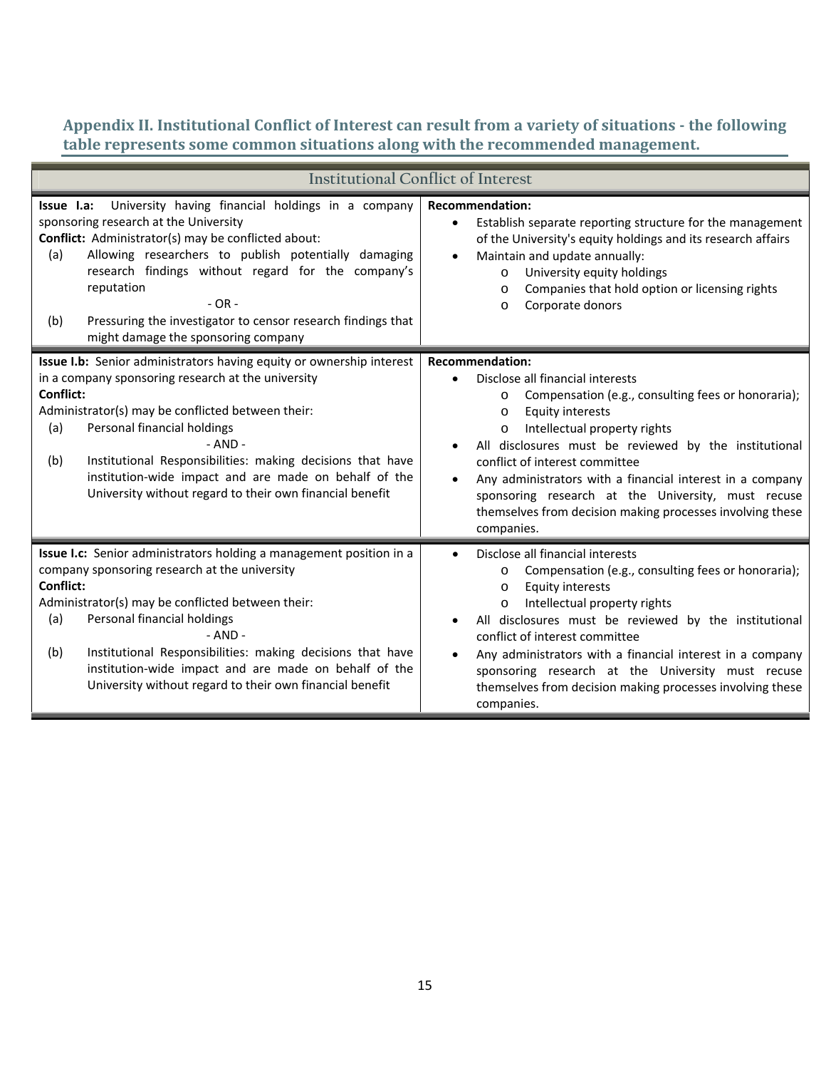## Appendix II. Institutional Conflict of Interest can result from a variety of situations - the following table represents some common situations along with the recommended management.

| Institutional Conflict of Interest | |
|---|---|
| **Issue I.a:** University having financial holdings in a company sponsoring research at the University<br>**Conflict:** Administrator(s) may be conflicted about:<br>(a) Allowing researchers to publish potentially damaging research findings without regard for the company's reputation<br>- OR -<br>(b) Pressuring the investigator to censor research findings that might damage the sponsoring company | **Recommendation:**<br>• Establish separate reporting structure for the management of the University's equity holdings and its research affairs<br>• Maintain and update annually:<br>  o University equity holdings<br>  o Companies that hold option or licensing rights<br>  o Corporate donors |
| **Issue I.b:** Senior administrators having equity or ownership interest in a company sponsoring research at the university<br>**Conflict:**<br>Administrator(s) may be conflicted between their:<br>(a) Personal financial holdings<br>- AND -<br>(b) Institutional Responsibilities: making decisions that have institution-wide impact and are made on behalf of the University without regard to their own financial benefit | **Recommendation:**<br>• Disclose all financial interests<br>  o Compensation (e.g., consulting fees or honoraria);<br>  o Equity interests<br>  o Intellectual property rights<br>• All disclosures must be reviewed by the institutional conflict of interest committee<br>• Any administrators with a financial interest in a company sponsoring research at the University, must recuse themselves from decision making processes involving these companies. |
| **Issue I.c:** Senior administrators holding a management position in a company sponsoring research at the university<br>**Conflict:**<br>Administrator(s) may be conflicted between their:<br>(a) Personal financial holdings<br>- AND -<br>(b) Institutional Responsibilities: making decisions that have institution-wide impact and are made on behalf of the University without regard to their own financial benefit | • Disclose all financial interests<br>  o Compensation (e.g., consulting fees or honoraria);<br>  o Equity interests<br>  o Intellectual property rights<br>• All disclosures must be reviewed by the institutional conflict of interest committee<br>• Any administrators with a financial interest in a company sponsoring research at the University must recuse themselves from decision making processes involving these companies. |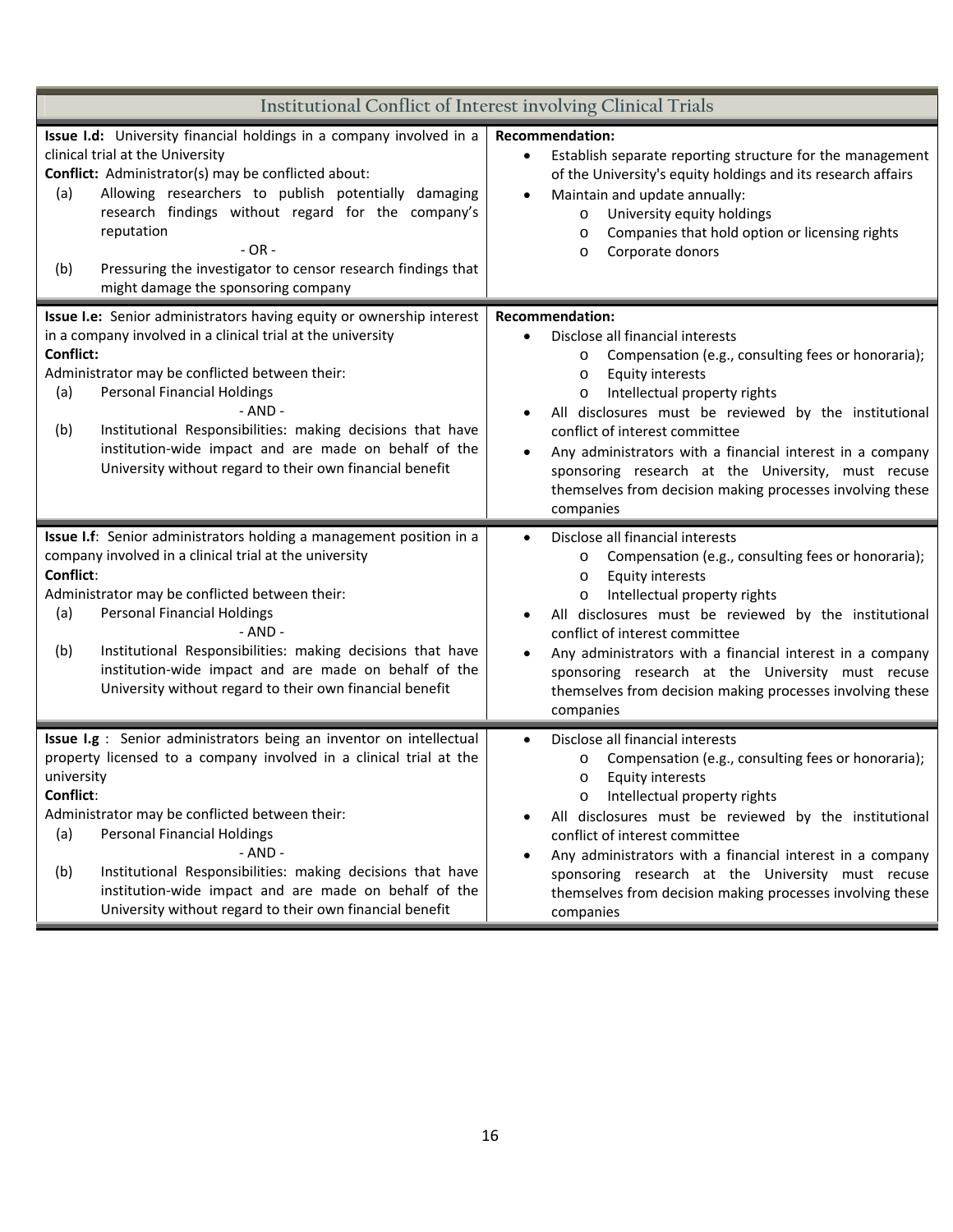## Institutional Conflict of Interest involving Clinical Trials

| Issue | Recommendation |
|---|---|
| **Issue I.d:** University financial holdings in a company involved in a clinical trial at the University<br>**Conflict:** Administrator(s) may be conflicted about:<br>(a) Allowing researchers to publish potentially damaging research findings without regard for the company's reputation<br>- OR -<br>(b) Pressuring the investigator to censor research findings that might damage the sponsoring company | **Recommendation:**<br>• Establish separate reporting structure for the management of the University's equity holdings and its research affairs<br>• Maintain and update annually:<br>  o University equity holdings<br>  o Companies that hold option or licensing rights<br>  o Corporate donors |
| **Issue I.e:** Senior administrators having equity or ownership interest in a company involved in a clinical trial at the university<br>**Conflict:**<br>Administrator may be conflicted between their:<br>(a) Personal Financial Holdings<br>- AND -<br>(b) Institutional Responsibilities: making decisions that have institution-wide impact and are made on behalf of the University without regard to their own financial benefit | **Recommendation:**<br>• Disclose all financial interests<br>  o Compensation (e.g., consulting fees or honoraria);<br>  o Equity interests<br>  o Intellectual property rights<br>• All disclosures must be reviewed by the institutional conflict of interest committee<br>• Any administrators with a financial interest in a company sponsoring research at the University, must recuse themselves from decision making processes involving these companies |
| **Issue I.f**: Senior administrators holding a management position in a company involved in a clinical trial at the university<br>**Conflict**:<br>Administrator may be conflicted between their:<br>(a) Personal Financial Holdings<br>- AND -<br>(b) Institutional Responsibilities: making decisions that have institution-wide impact and are made on behalf of the University without regard to their own financial benefit | • Disclose all financial interests<br>  o Compensation (e.g., consulting fees or honoraria);<br>  o Equity interests<br>  o Intellectual property rights<br>• All disclosures must be reviewed by the institutional conflict of interest committee<br>• Any administrators with a financial interest in a company sponsoring research at the University must recuse themselves from decision making processes involving these companies |
| **Issue I.g** : Senior administrators being an inventor on intellectual property licensed to a company involved in a clinical trial at the university<br>**Conflict**:<br>Administrator may be conflicted between their:<br>(a) Personal Financial Holdings<br>- AND -<br>(b) Institutional Responsibilities: making decisions that have institution-wide impact and are made on behalf of the University without regard to their own financial benefit | • Disclose all financial interests<br>  o Compensation (e.g., consulting fees or honoraria);<br>  o Equity interests<br>  o Intellectual property rights<br>• All disclosures must be reviewed by the institutional conflict of interest committee<br>• Any administrators with a financial interest in a company sponsoring research at the University must recuse themselves from decision making processes involving these companies |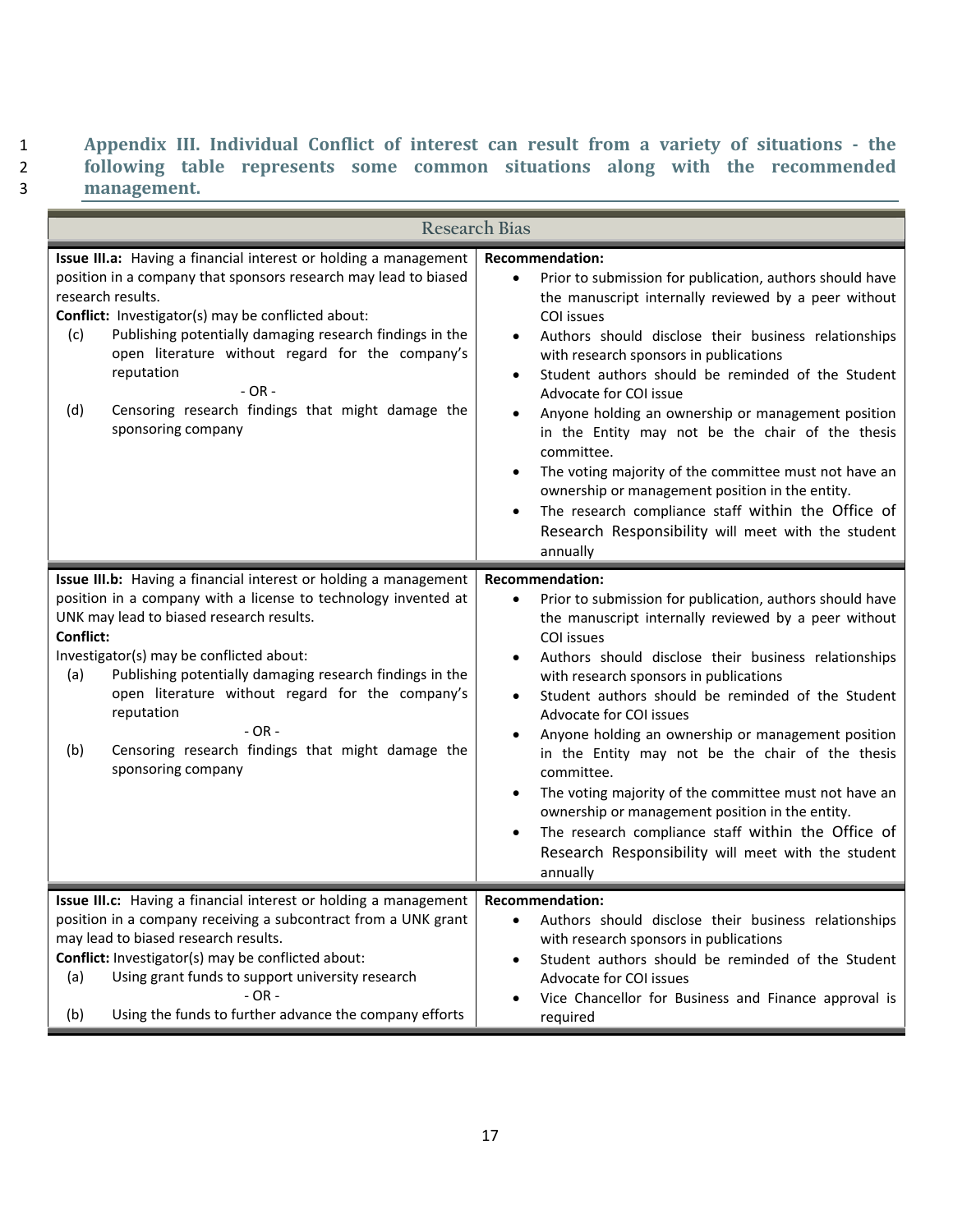### Appendix III. Individual Conflict of interest can result from a variety of situations - the following table represents some common situations along with the recommended management.

| Research Bias | |
|---|---|
| **Issue III.a:** Having a financial interest or holding a management position in a company that sponsors research may lead to biased research results.<br>**Conflict:** Investigator(s) may be conflicted about:<br>(c) Publishing potentially damaging research findings in the open literature without regard for the company's reputation<br>- OR -<br>(d) Censoring research findings that might damage the sponsoring company | **Recommendation:**<br>• Prior to submission for publication, authors should have the manuscript internally reviewed by a peer without COI issues<br>• Authors should disclose their business relationships with research sponsors in publications<br>• Student authors should be reminded of the Student Advocate for COI issue<br>• Anyone holding an ownership or management position in the Entity may not be the chair of the thesis committee.<br>• The voting majority of the committee must not have an ownership or management position in the entity.<br>• The research compliance staff within the Office of Research Responsibility will meet with the student annually |
| **Issue III.b:** Having a financial interest or holding a management position in a company with a license to technology invented at UNK may lead to biased research results.<br>**Conflict:**<br>Investigator(s) may be conflicted about:<br>(a) Publishing potentially damaging research findings in the open literature without regard for the company's reputation<br>- OR -<br>(b) Censoring research findings that might damage the sponsoring company | **Recommendation:**<br>• Prior to submission for publication, authors should have the manuscript internally reviewed by a peer without COI issues<br>• Authors should disclose their business relationships with research sponsors in publications<br>• Student authors should be reminded of the Student Advocate for COI issues<br>• Anyone holding an ownership or management position in the Entity may not be the chair of the thesis committee.<br>• The voting majority of the committee must not have an ownership or management position in the entity.<br>• The research compliance staff within the Office of Research Responsibility will meet with the student annually |
| **Issue III.c:** Having a financial interest or holding a management position in a company receiving a subcontract from a UNK grant may lead to biased research results.<br>**Conflict:** Investigator(s) may be conflicted about:<br>(a) Using grant funds to support university research<br>- OR -<br>(b) Using the funds to further advance the company efforts | **Recommendation:**<br>• Authors should disclose their business relationships with research sponsors in publications<br>• Student authors should be reminded of the Student Advocate for COI issues<br>• Vice Chancellor for Business and Finance approval is required |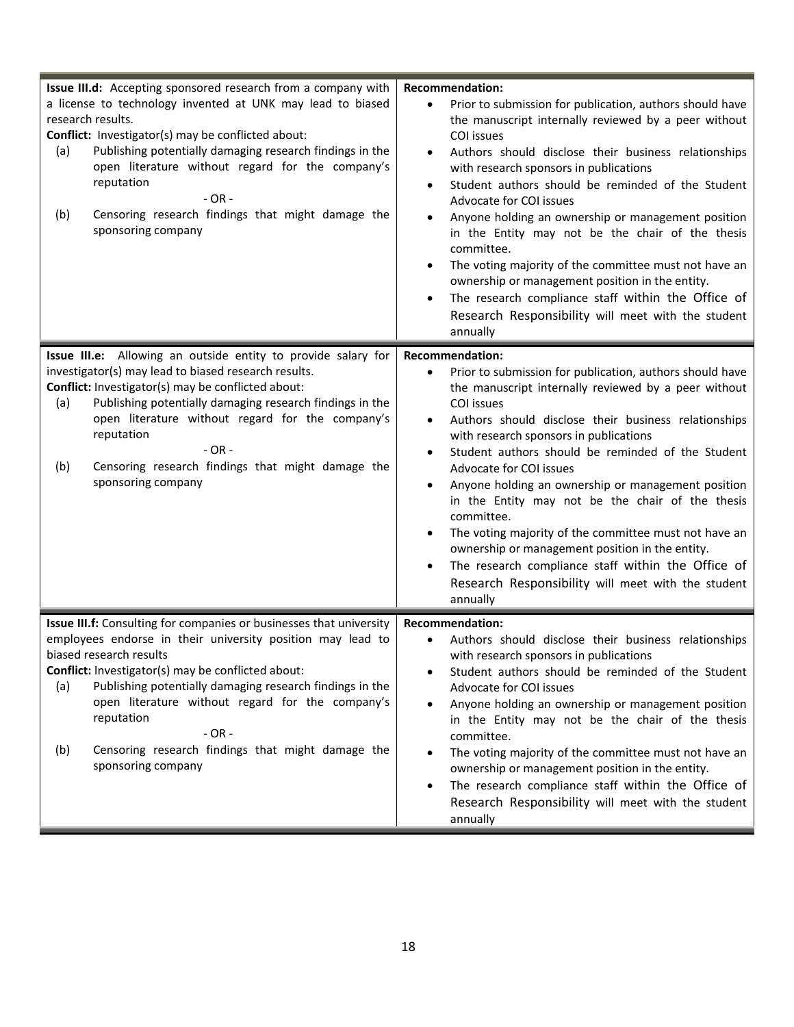| Issue | Recommendation |
| --- | --- |
| **Issue III.d:** Accepting sponsored research from a company with a license to technology invented at UNK may lead to biased research results.<br>**Conflict:** Investigator(s) may be conflicted about:<br>(a) Publishing potentially damaging research findings in the open literature without regard for the company's reputation<br>- OR -<br>(b) Censoring research findings that might damage the sponsoring company | **Recommendation:**<br>• Prior to submission for publication, authors should have the manuscript internally reviewed by a peer without COI issues<br>• Authors should disclose their business relationships with research sponsors in publications<br>• Student authors should be reminded of the Student Advocate for COI issues<br>• Anyone holding an ownership or management position in the Entity may not be the chair of the thesis committee.<br>• The voting majority of the committee must not have an ownership or management position in the entity.<br>• The research compliance staff within the Office of Research Responsibility will meet with the student annually |
| **Issue III.e:** Allowing an outside entity to provide salary for investigator(s) may lead to biased research results.<br>**Conflict:** Investigator(s) may be conflicted about:<br>(a) Publishing potentially damaging research findings in the open literature without regard for the company's reputation<br>- OR -<br>(b) Censoring research findings that might damage the sponsoring company | **Recommendation:**<br>• Prior to submission for publication, authors should have the manuscript internally reviewed by a peer without COI issues<br>• Authors should disclose their business relationships with research sponsors in publications<br>• Student authors should be reminded of the Student Advocate for COI issues<br>• Anyone holding an ownership or management position in the Entity may not be the chair of the thesis committee.<br>• The voting majority of the committee must not have an ownership or management position in the entity.<br>• The research compliance staff within the Office of Research Responsibility will meet with the student annually |
| **Issue III.f:** Consulting for companies or businesses that university employees endorse in their university position may lead to biased research results<br>**Conflict:** Investigator(s) may be conflicted about:<br>(a) Publishing potentially damaging research findings in the open literature without regard for the company's reputation<br>- OR -<br>(b) Censoring research findings that might damage the sponsoring company | **Recommendation:**<br>• Authors should disclose their business relationships with research sponsors in publications<br>• Student authors should be reminded of the Student Advocate for COI issues<br>• Anyone holding an ownership or management position in the Entity may not be the chair of the thesis committee.<br>• The voting majority of the committee must not have an ownership or management position in the entity.<br>• The research compliance staff within the Office of Research Responsibility will meet with the student annually |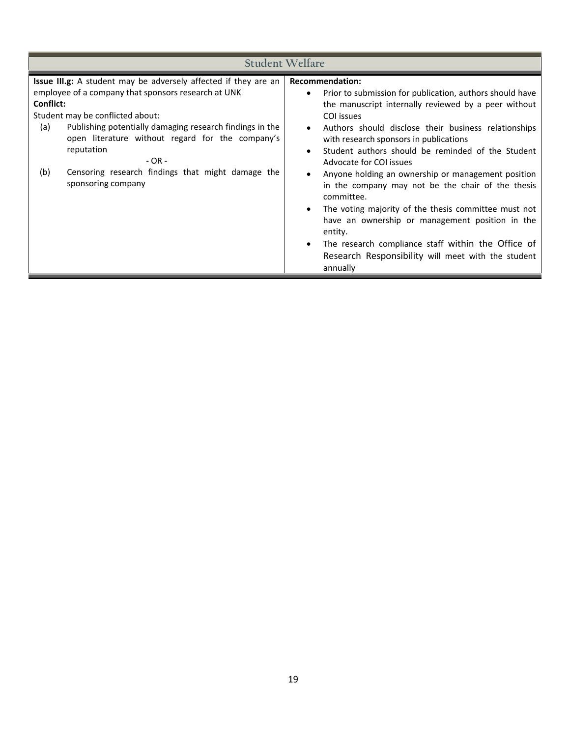| Student Welfare | |
|---|---|
| **Issue III.g:** A student may be adversely affected if they are an employee of a company that sponsors research at UNK<br>**Conflict:**<br>Student may be conflicted about:<br>(a) Publishing potentially damaging research findings in the open literature without regard for the company's reputation<br>- OR -<br>(b) Censoring research findings that might damage the sponsoring company | **Recommendation:**<br>• Prior to submission for publication, authors should have the manuscript internally reviewed by a peer without COI issues<br>• Authors should disclose their business relationships with research sponsors in publications<br>• Student authors should be reminded of the Student Advocate for COI issues<br>• Anyone holding an ownership or management position in the company may not be the chair of the thesis committee.<br>• The voting majority of the thesis committee must not have an ownership or management position in the entity.<br>• The research compliance staff within the Office of Research Responsibility will meet with the student annually |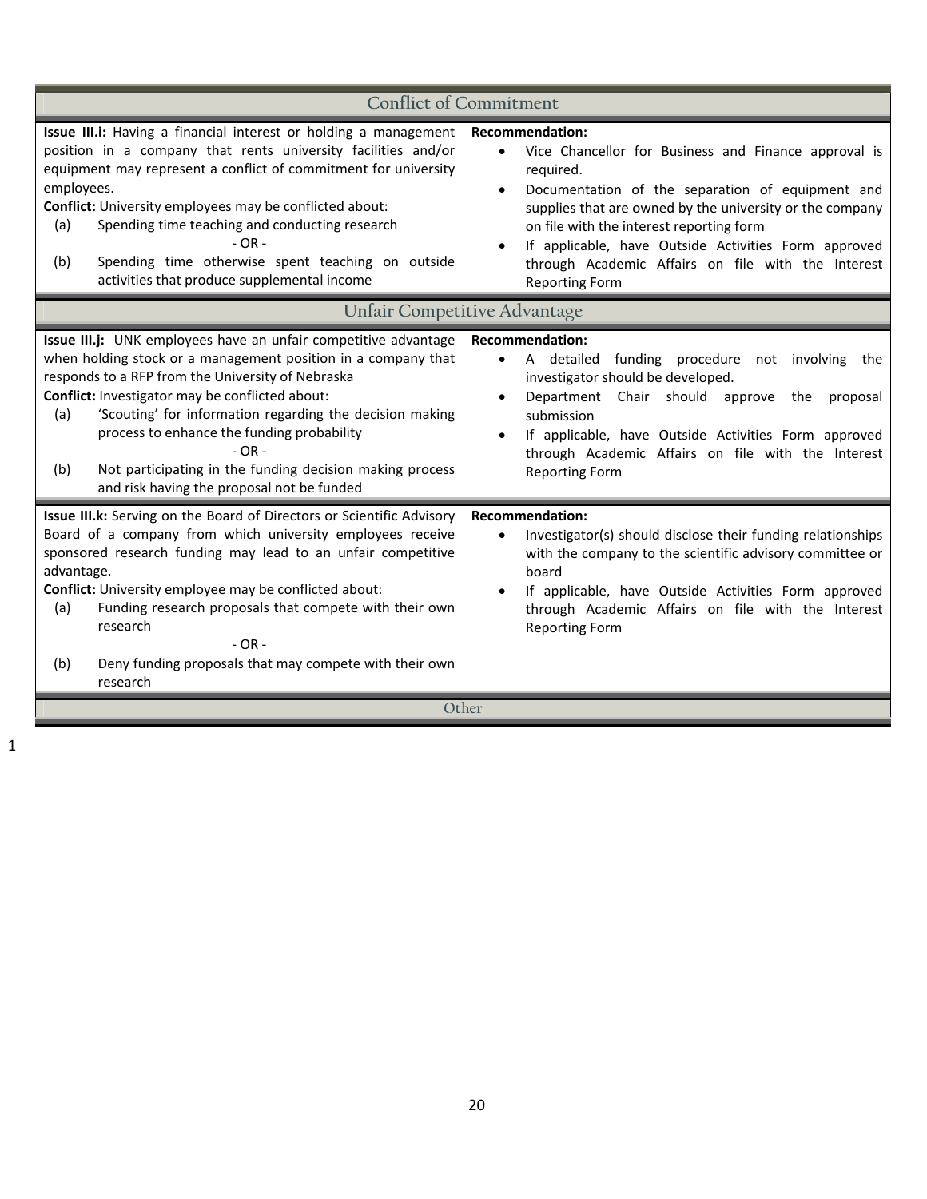| Conflict of Commitment | |
|---|---|
| **Issue III.i:** Having a financial interest or holding a management position in a company that rents university facilities and/or equipment may represent a conflict of commitment for university employees.<br>**Conflict:** University employees may be conflicted about:<br>(a) Spending time teaching and conducting research<br>- OR -<br>(b) Spending time otherwise spent teaching on outside activities that produce supplemental income | **Recommendation:**<br>• Vice Chancellor for Business and Finance approval is required.<br>• Documentation of the separation of equipment and supplies that are owned by the university or the company on file with the interest reporting form<br>• If applicable, have Outside Activities Form approved through Academic Affairs on file with the Interest Reporting Form |
| **Unfair Competitive Advantage** | |
| **Issue III.j:** UNK employees have an unfair competitive advantage when holding stock or a management position in a company that responds to a RFP from the University of Nebraska<br>**Conflict:** Investigator may be conflicted about:<br>(a) 'Scouting' for information regarding the decision making process to enhance the funding probability<br>- OR -<br>(b) Not participating in the funding decision making process and risk having the proposal not be funded | **Recommendation:**<br>• A detailed funding procedure not involving the investigator should be developed.<br>• Department Chair should approve the proposal submission<br>• If applicable, have Outside Activities Form approved through Academic Affairs on file with the Interest Reporting Form |
| **Issue III.k:** Serving on the Board of Directors or Scientific Advisory Board of a company from which university employees receive sponsored research funding may lead to an unfair competitive advantage.<br>**Conflict:** University employee may be conflicted about:<br>(a) Funding research proposals that compete with their own research<br>- OR -<br>(b) Deny funding proposals that may compete with their own research | **Recommendation:**<br>• Investigator(s) should disclose their funding relationships with the company to the scientific advisory committee or board<br>• If applicable, have Outside Activities Form approved through Academic Affairs on file with the Interest Reporting Form |
| **Other** | |

1